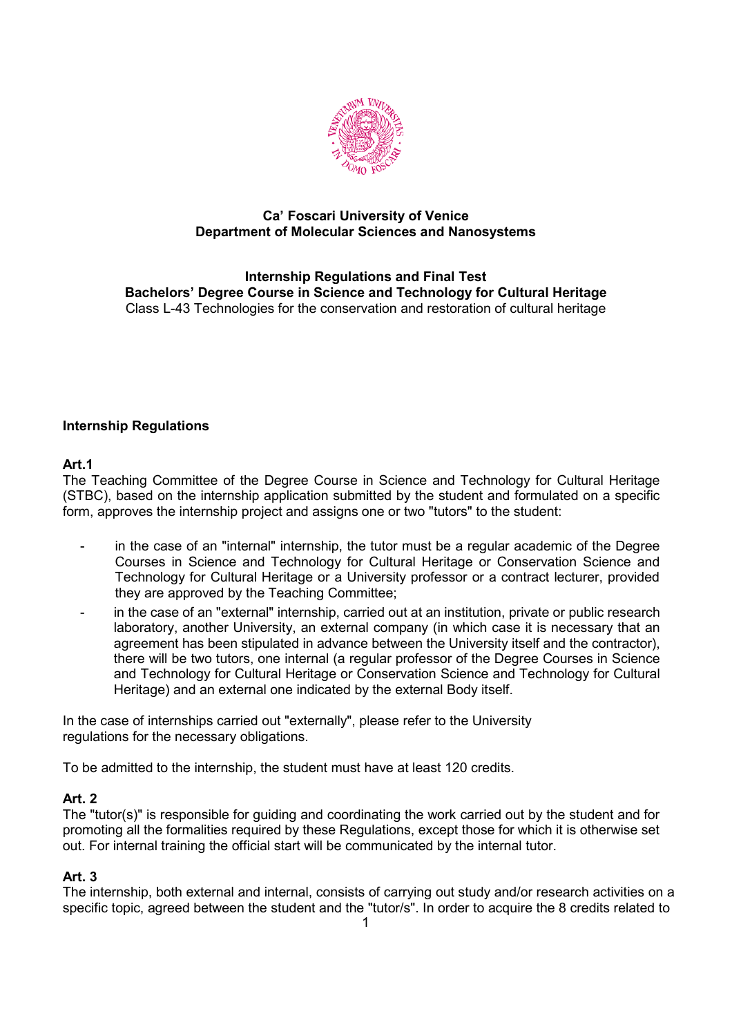**Ca' Foscari University of Venice**
**Department of Molecular Sciences and Nanosystems**

**Internship Regulations and Final Test**
**Bachelors' Degree Course in Science and Technology for Cultural Heritage**
Class L-43 Technologies for the conservation and restoration of cultural heritage

## Internship Regulations

### Art.1

The Teaching Committee of the Degree Course in Science and Technology for Cultural Heritage (STBC), based on the internship application submitted by the student and formulated on a specific form, approves the internship project and assigns one or two "tutors" to the student:

- in the case of an "internal" internship, the tutor must be a regular academic of the Degree Courses in Science and Technology for Cultural Heritage or Conservation Science and Technology for Cultural Heritage or a University professor or a contract lecturer, provided they are approved by the Teaching Committee;
- in the case of an "external" internship, carried out at an institution, private or public research laboratory, another University, an external company (in which case it is necessary that an agreement has been stipulated in advance between the University itself and the contractor), there will be two tutors, one internal (a regular professor of the Degree Courses in Science and Technology for Cultural Heritage or Conservation Science and Technology for Cultural Heritage) and an external one indicated by the external Body itself.

In the case of internships carried out "externally", please refer to the University regulations for the necessary obligations.

To be admitted to the internship, the student must have at least 120 credits.

### Art. 2

The "tutor(s)" is responsible for guiding and coordinating the work carried out by the student and for promoting all the formalities required by these Regulations, except those for which it is otherwise set out. For internal training the official start will be communicated by the internal tutor.

### Art. 3

The internship, both external and internal, consists of carrying out study and/or research activities on a specific topic, agreed between the student and the "tutor/s". In order to acquire the 8 credits related to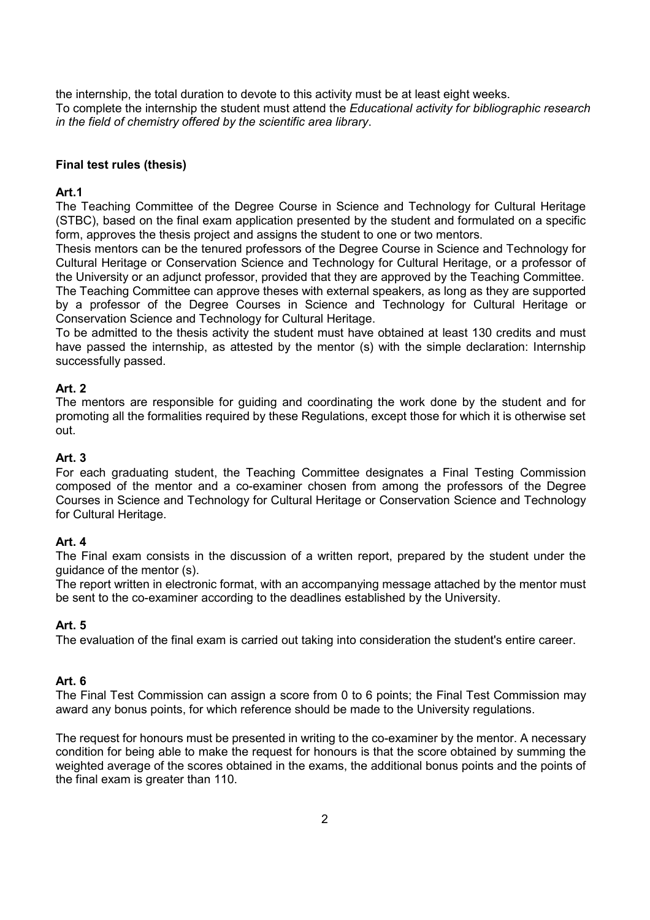the internship, the total duration to devote to this activity must be at least eight weeks.
To complete the internship the student must attend the *Educational activity for bibliographic research in the field of chemistry offered by the scientific area library*.

**Final test rules (thesis)**

**Art.1**

The Teaching Committee of the Degree Course in Science and Technology for Cultural Heritage (STBC), based on the final exam application presented by the student and formulated on a specific form, approves the thesis project and assigns the student to one or two mentors.

Thesis mentors can be the tenured professors of the Degree Course in Science and Technology for Cultural Heritage or Conservation Science and Technology for Cultural Heritage, or a professor of the University or an adjunct professor, provided that they are approved by the Teaching Committee.

The Teaching Committee can approve theses with external speakers, as long as they are supported by a professor of the Degree Courses in Science and Technology for Cultural Heritage or Conservation Science and Technology for Cultural Heritage.

To be admitted to the thesis activity the student must have obtained at least 130 credits and must have passed the internship, as attested by the mentor (s) with the simple declaration: Internship successfully passed.

**Art. 2**

The mentors are responsible for guiding and coordinating the work done by the student and for promoting all the formalities required by these Regulations, except those for which it is otherwise set out.

**Art. 3**

For each graduating student, the Teaching Committee designates a Final Testing Commission composed of the mentor and a co-examiner chosen from among the professors of the Degree Courses in Science and Technology for Cultural Heritage or Conservation Science and Technology for Cultural Heritage.

**Art. 4**

The Final exam consists in the discussion of a written report, prepared by the student under the guidance of the mentor (s).

The report written in electronic format, with an accompanying message attached by the mentor must be sent to the co-examiner according to the deadlines established by the University.

**Art. 5**

The evaluation of the final exam is carried out taking into consideration the student's entire career.

**Art. 6**

The Final Test Commission can assign a score from 0 to 6 points; the Final Test Commission may award any bonus points, for which reference should be made to the University regulations.

The request for honours must be presented in writing to the co-examiner by the mentor. A necessary condition for being able to make the request for honours is that the score obtained by summing the weighted average of the scores obtained in the exams, the additional bonus points and the points of the final exam is greater than 110.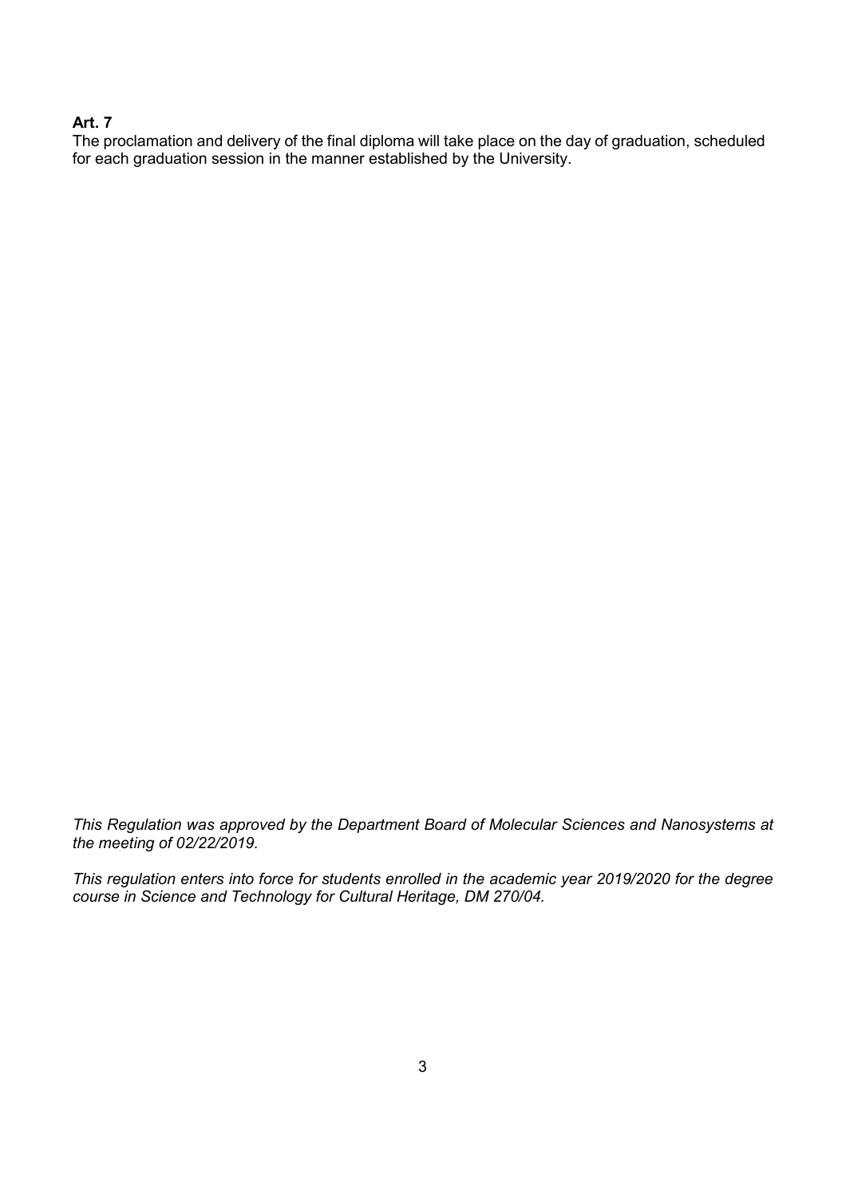**Art. 7**
The proclamation and delivery of the final diploma will take place on the day of graduation, scheduled for each graduation session in the manner established by the University.

*This Regulation was approved by the Department Board of Molecular Sciences and Nanosystems at the meeting of 02/22/2019.*

*This regulation enters into force for students enrolled in the academic year 2019/2020 for the degree course in Science and Technology for Cultural Heritage, DM 270/04.*